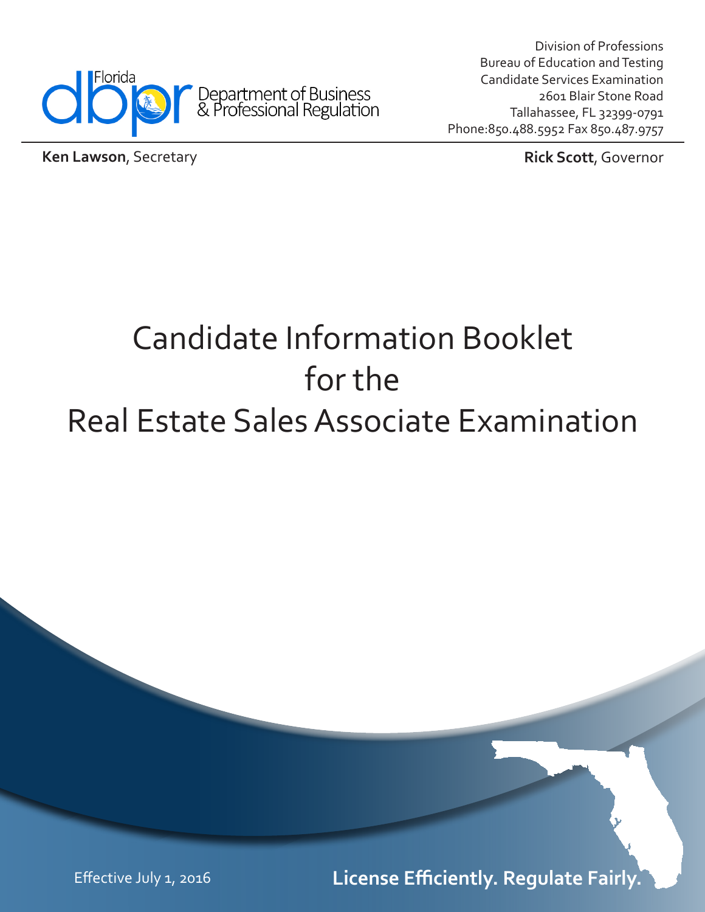Florida Department of Business & Professional Regulation

Division of Professions
Bureau of Education and Testing
Candidate Services Examination
2601 Blair Stone Road
Tallahassee, FL 32399-0791
Phone:850.488.5952 Fax 850.487.9757

**Ken Lawson**, Secretary

**Rick Scott**, Governor

# Candidate Information Booklet for the Real Estate Sales Associate Examination

Effective July 1, 2016

**License Efficiently. Regulate Fairly.**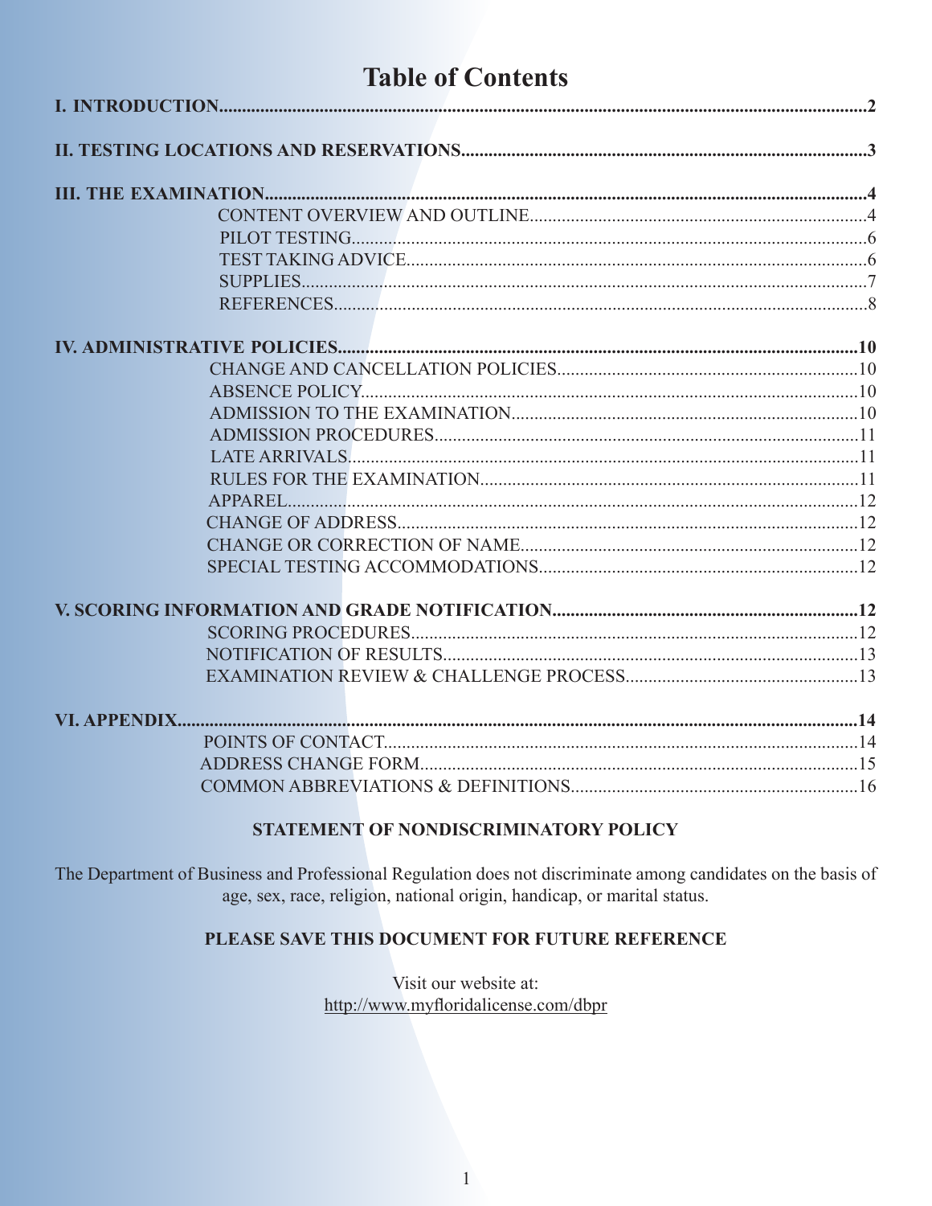# Table of Contents

**I. INTRODUCTION** ........ **2**

**II. TESTING LOCATIONS AND RESERVATIONS** ........ **3**

**III. THE EXAMINATION** ........ **4**

- CONTENT OVERVIEW AND OUTLINE ........ 4
- PILOT TESTING ........ 6
- TEST TAKING ADVICE ........ 6
- SUPPLIES ........ 7
- REFERENCES ........ 8

**IV. ADMINISTRATIVE POLICIES** ........ **10**

- CHANGE AND CANCELLATION POLICIES ........ 10
- ABSENCE POLICY ........ 10
- ADMISSION TO THE EXAMINATION ........ 10
- ADMISSION PROCEDURES ........ 11
- LATE ARRIVALS ........ 11
- RULES FOR THE EXAMINATION ........ 11
- APPAREL ........ 12
- CHANGE OF ADDRESS ........ 12
- CHANGE OR CORRECTION OF NAME ........ 12
- SPECIAL TESTING ACCOMMODATIONS ........ 12

**V. SCORING INFORMATION AND GRADE NOTIFICATION** ........ **12**

- SCORING PROCEDURES ........ 12
- NOTIFICATION OF RESULTS ........ 13
- EXAMINATION REVIEW & CHALLENGE PROCESS ........ 13

**VI. APPENDIX** ........ **14**

- POINTS OF CONTACT ........ 14
- ADDRESS CHANGE FORM ........ 15
- COMMON ABBREVIATIONS & DEFINITIONS ........ 16

**STATEMENT OF NONDISCRIMINATORY POLICY**

The Department of Business and Professional Regulation does not discriminate among candidates on the basis of age, sex, race, religion, national origin, handicap, or marital status.

**PLEASE SAVE THIS DOCUMENT FOR FUTURE REFERENCE**

Visit our website at:
http://www.myfloridalicense.com/dbpr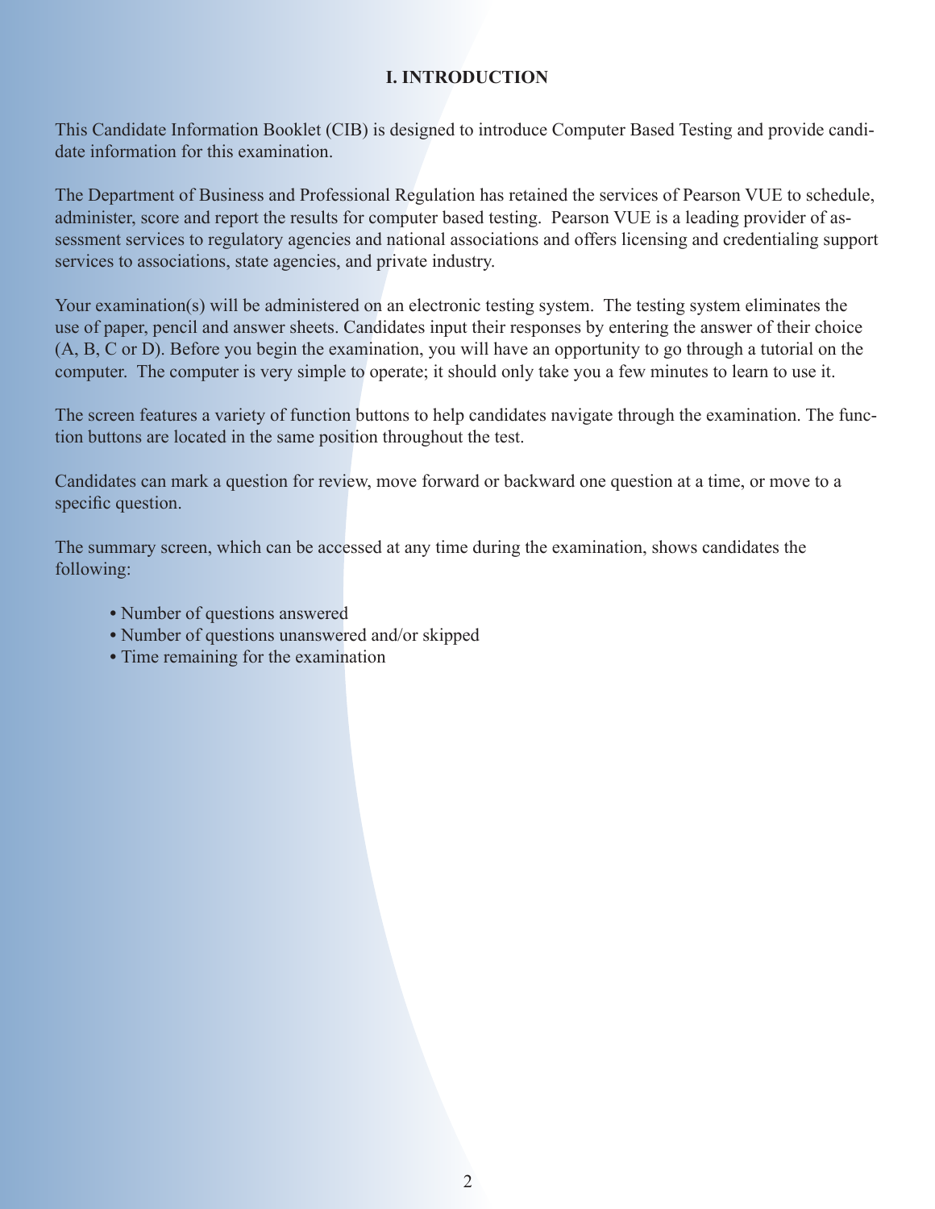# I. INTRODUCTION

This Candidate Information Booklet (CIB) is designed to introduce Computer Based Testing and provide candidate information for this examination.

The Department of Business and Professional Regulation has retained the services of Pearson VUE to schedule, administer, score and report the results for computer based testing. Pearson VUE is a leading provider of assessment services to regulatory agencies and national associations and offers licensing and credentialing support services to associations, state agencies, and private industry.

Your examination(s) will be administered on an electronic testing system. The testing system eliminates the use of paper, pencil and answer sheets. Candidates input their responses by entering the answer of their choice (A, B, C or D). Before you begin the examination, you will have an opportunity to go through a tutorial on the computer. The computer is very simple to operate; it should only take you a few minutes to learn to use it.

The screen features a variety of function buttons to help candidates navigate through the examination. The function buttons are located in the same position throughout the test.

Candidates can mark a question for review, move forward or backward one question at a time, or move to a specific question.

The summary screen, which can be accessed at any time during the examination, shows candidates the following:

- Number of questions answered
- Number of questions unanswered and/or skipped
- Time remaining for the examination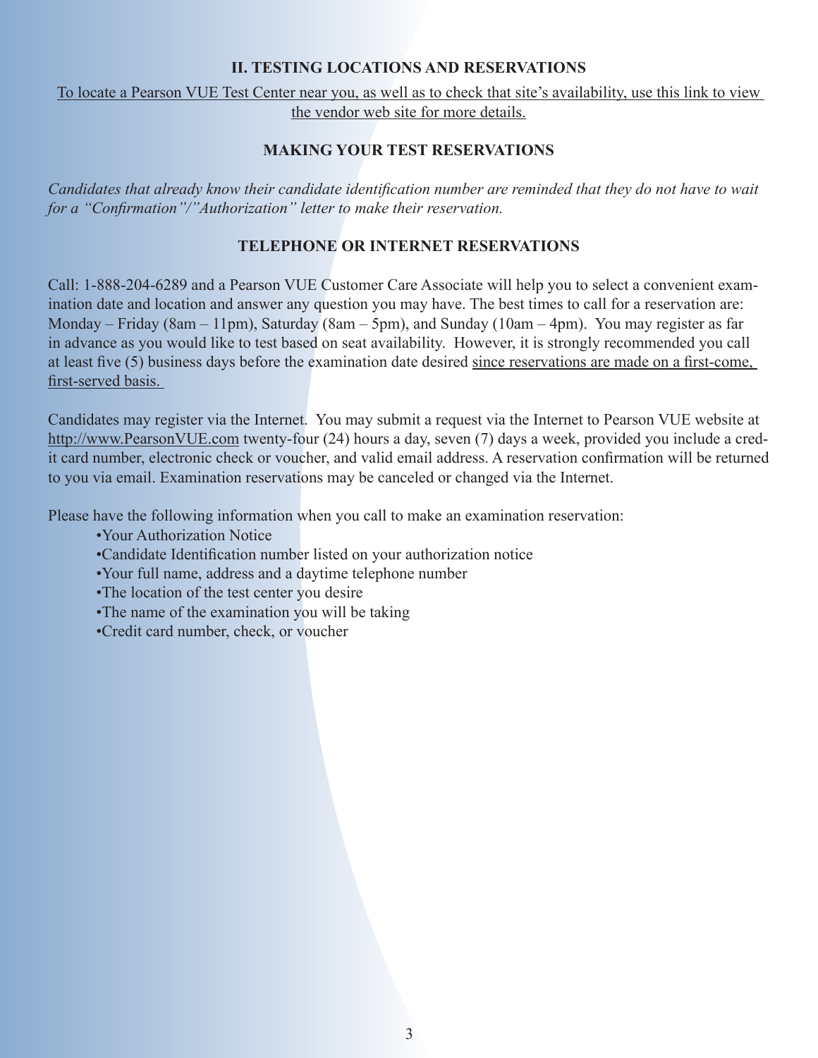## II. TESTING LOCATIONS AND RESERVATIONS

To locate a Pearson VUE Test Center near you, as well as to check that site's availability, use this link to view the vendor web site for more details.

### MAKING YOUR TEST RESERVATIONS

*Candidates that already know their candidate identification number are reminded that they do not have to wait for a "Confirmation"/"Authorization" letter to make their reservation.*

### TELEPHONE OR INTERNET RESERVATIONS

Call: 1-888-204-6289 and a Pearson VUE Customer Care Associate will help you to select a convenient examination date and location and answer any question you may have. The best times to call for a reservation are: Monday – Friday (8am – 11pm), Saturday (8am – 5pm), and Sunday (10am – 4pm). You may register as far in advance as you would like to test based on seat availability. However, it is strongly recommended you call at least five (5) business days before the examination date desired since reservations are made on a first-come, first-served basis.

Candidates may register via the Internet. You may submit a request via the Internet to Pearson VUE website at http://www.PearsonVUE.com twenty-four (24) hours a day, seven (7) days a week, provided you include a credit card number, electronic check or voucher, and valid email address. A reservation confirmation will be returned to you via email. Examination reservations may be canceled or changed via the Internet.

Please have the following information when you call to make an examination reservation:

- Your Authorization Notice
- Candidate Identification number listed on your authorization notice
- Your full name, address and a daytime telephone number
- The location of the test center you desire
- The name of the examination you will be taking
- Credit card number, check, or voucher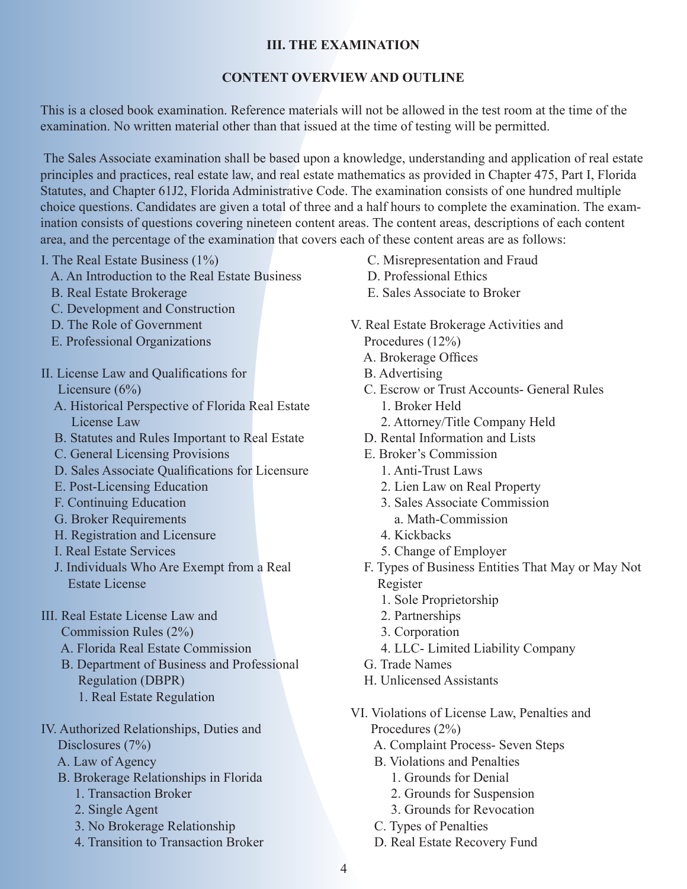## III. THE EXAMINATION

### CONTENT OVERVIEW AND OUTLINE

This is a closed book examination. Reference materials will not be allowed in the test room at the time of the examination. No written material other than that issued at the time of testing will be permitted.

The Sales Associate examination shall be based upon a knowledge, understanding and application of real estate principles and practices, real estate law, and real estate mathematics as provided in Chapter 475, Part I, Florida Statutes, and Chapter 61J2, Florida Administrative Code. The examination consists of one hundred multiple choice questions. Candidates are given a total of three and a half hours to complete the examination. The examination consists of questions covering nineteen content areas. The content areas, descriptions of each content area, and the percentage of the examination that covers each of these content areas are as follows:

I. The Real Estate Business (1%)
- A. An Introduction to the Real Estate Business
- B. Real Estate Brokerage
- C. Development and Construction
- D. The Role of Government
- E. Professional Organizations

II. License Law and Qualifications for Licensure (6%)
- A. Historical Perspective of Florida Real Estate License Law
- B. Statutes and Rules Important to Real Estate
- C. General Licensing Provisions
- D. Sales Associate Qualifications for Licensure
- E. Post-Licensing Education
- F. Continuing Education
- G. Broker Requirements
- H. Registration and Licensure
- I. Real Estate Services
- J. Individuals Who Are Exempt from a Real Estate License

III. Real Estate License Law and Commission Rules (2%)
- A. Florida Real Estate Commission
- B. Department of Business and Professional Regulation (DBPR)
  - 1. Real Estate Regulation

IV. Authorized Relationships, Duties and Disclosures (7%)
- A. Law of Agency
- B. Brokerage Relationships in Florida
  - 1. Transaction Broker
  - 2. Single Agent
  - 3. No Brokerage Relationship
  - 4. Transition to Transaction Broker
- C. Misrepresentation and Fraud
- D. Professional Ethics
- E. Sales Associate to Broker

V. Real Estate Brokerage Activities and Procedures (12%)
- A. Brokerage Offices
- B. Advertising
- C. Escrow or Trust Accounts- General Rules
  - 1. Broker Held
  - 2. Attorney/Title Company Held
- D. Rental Information and Lists
- E. Broker's Commission
  - 1. Anti-Trust Laws
  - 2. Lien Law on Real Property
  - 3. Sales Associate Commission
    - a. Math-Commission
  - 4. Kickbacks
  - 5. Change of Employer
- F. Types of Business Entities That May or May Not Register
  - 1. Sole Proprietorship
  - 2. Partnerships
  - 3. Corporation
  - 4. LLC- Limited Liability Company
- G. Trade Names
- H. Unlicensed Assistants

VI. Violations of License Law, Penalties and Procedures (2%)
- A. Complaint Process- Seven Steps
- B. Violations and Penalties
  - 1. Grounds for Denial
  - 2. Grounds for Suspension
  - 3. Grounds for Revocation
- C. Types of Penalties
- D. Real Estate Recovery Fund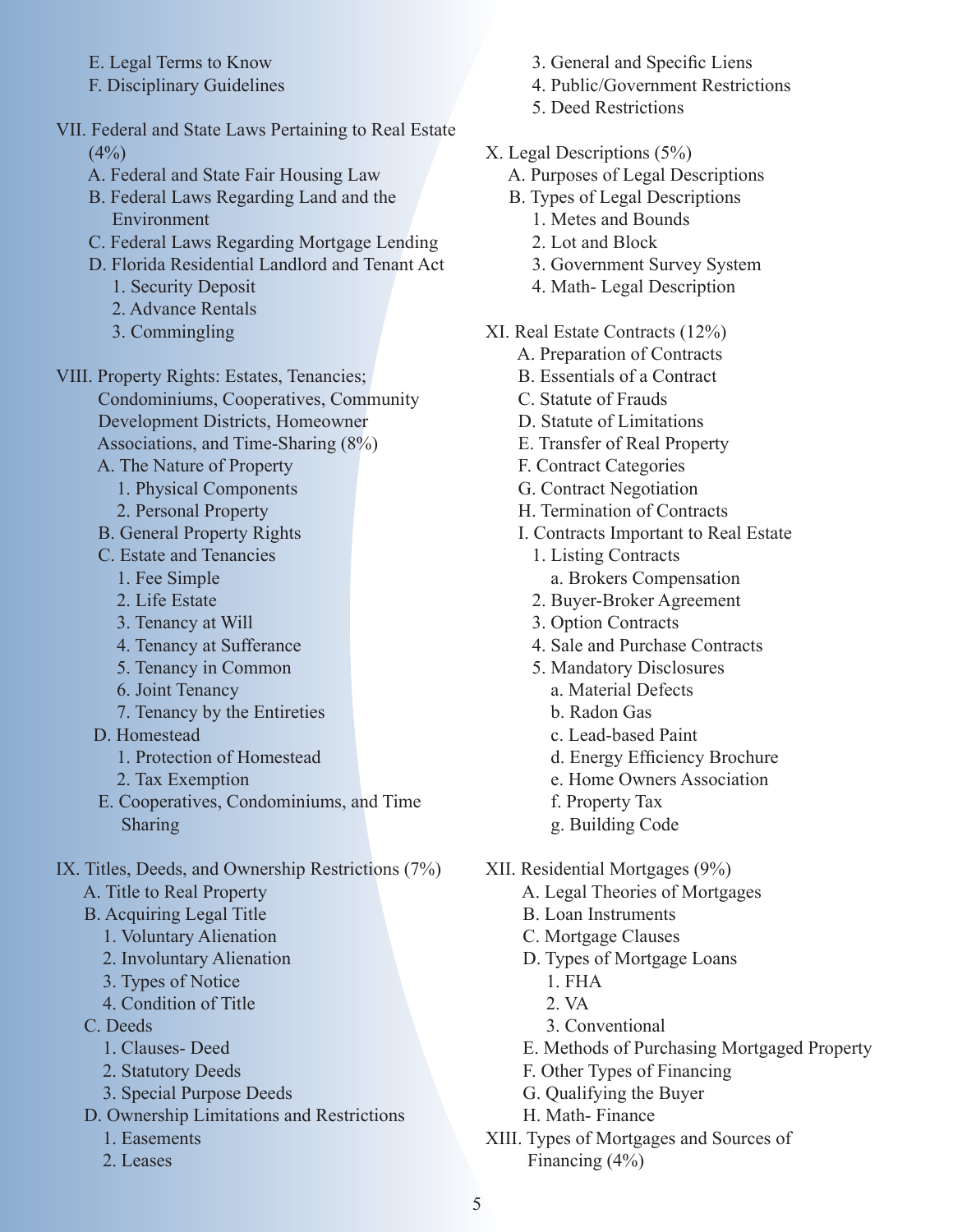- E. Legal Terms to Know
- F. Disciplinary Guidelines

VII. Federal and State Laws Pertaining to Real Estate (4%)
- A. Federal and State Fair Housing Law
- B. Federal Laws Regarding Land and the Environment
- C. Federal Laws Regarding Mortgage Lending
- D. Florida Residential Landlord and Tenant Act
  - 1. Security Deposit
  - 2. Advance Rentals
  - 3. Commingling

VIII. Property Rights: Estates, Tenancies; Condominiums, Cooperatives, Community Development Districts, Homeowner Associations, and Time-Sharing (8%)
- A. The Nature of Property
  - 1. Physical Components
  - 2. Personal Property
- B. General Property Rights
- C. Estate and Tenancies
  - 1. Fee Simple
  - 2. Life Estate
  - 3. Tenancy at Will
  - 4. Tenancy at Sufferance
  - 5. Tenancy in Common
  - 6. Joint Tenancy
  - 7. Tenancy by the Entireties
- D. Homestead
  - 1. Protection of Homestead
  - 2. Tax Exemption
- E. Cooperatives, Condominiums, and Time Sharing

IX. Titles, Deeds, and Ownership Restrictions (7%)
- A. Title to Real Property
- B. Acquiring Legal Title
  - 1. Voluntary Alienation
  - 2. Involuntary Alienation
  - 3. Types of Notice
  - 4. Condition of Title
- C. Deeds
  - 1. Clauses- Deed
  - 2. Statutory Deeds
  - 3. Special Purpose Deeds
- D. Ownership Limitations and Restrictions
  - 1. Easements
  - 2. Leases
  - 3. General and Specific Liens
  - 4. Public/Government Restrictions
  - 5. Deed Restrictions

X. Legal Descriptions (5%)
- A. Purposes of Legal Descriptions
- B. Types of Legal Descriptions
  - 1. Metes and Bounds
  - 2. Lot and Block
  - 3. Government Survey System
  - 4. Math- Legal Description

XI. Real Estate Contracts (12%)
- A. Preparation of Contracts
- B. Essentials of a Contract
- C. Statute of Frauds
- D. Statute of Limitations
- E. Transfer of Real Property
- F. Contract Categories
- G. Contract Negotiation
- H. Termination of Contracts
- I. Contracts Important to Real Estate
  - 1. Listing Contracts
    - a. Brokers Compensation
  - 2. Buyer-Broker Agreement
  - 3. Option Contracts
  - 4. Sale and Purchase Contracts
  - 5. Mandatory Disclosures
    - a. Material Defects
    - b. Radon Gas
    - c. Lead-based Paint
    - d. Energy Efficiency Brochure
    - e. Home Owners Association
    - f. Property Tax
    - g. Building Code

XII. Residential Mortgages (9%)
- A. Legal Theories of Mortgages
- B. Loan Instruments
- C. Mortgage Clauses
- D. Types of Mortgage Loans
  - 1. FHA
  - 2. VA
  - 3. Conventional
- E. Methods of Purchasing Mortgaged Property
- F. Other Types of Financing
- G. Qualifying the Buyer
- H. Math- Finance

XIII. Types of Mortgages and Sources of Financing (4%)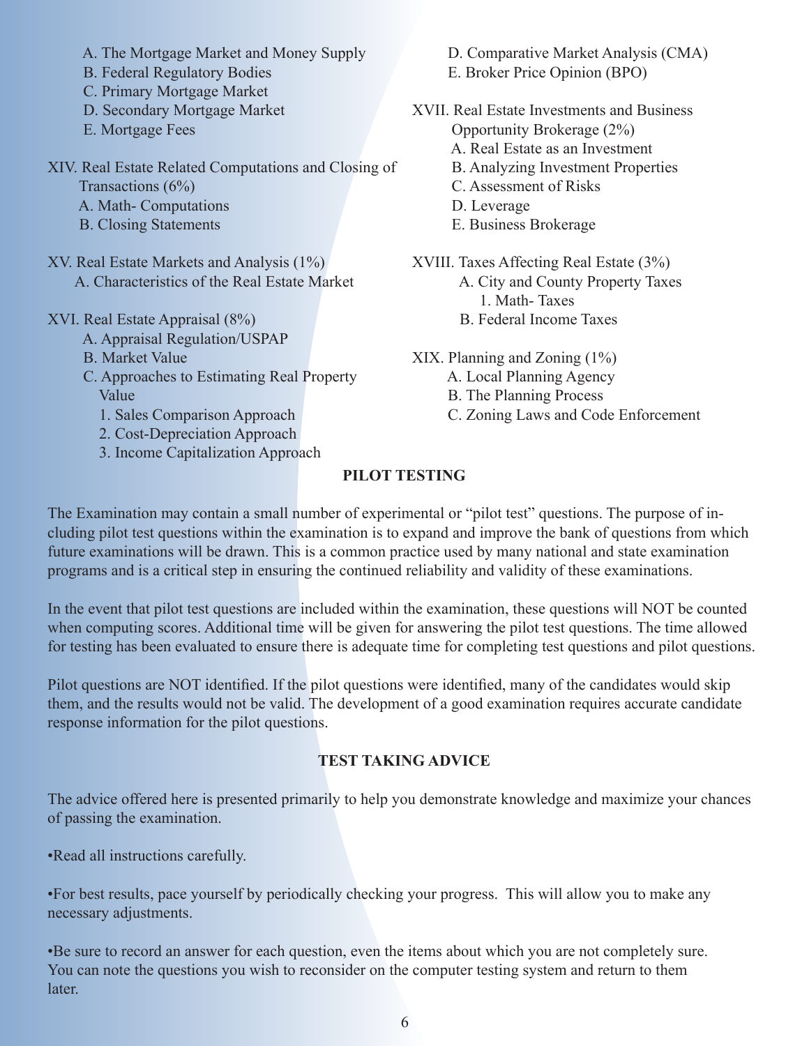A. The Mortgage Market and Money Supply
B. Federal Regulatory Bodies
C. Primary Mortgage Market
D. Secondary Mortgage Market
E. Mortgage Fees

XIV. Real Estate Related Computations and Closing of Transactions (6%)
- A. Math- Computations
- B. Closing Statements

XV. Real Estate Markets and Analysis (1%)
- A. Characteristics of the Real Estate Market

XVI. Real Estate Appraisal (8%)
- A. Appraisal Regulation/USPAP
- B. Market Value
- C. Approaches to Estimating Real Property Value
  1. Sales Comparison Approach
  2. Cost-Depreciation Approach
  3. Income Capitalization Approach
- D. Comparative Market Analysis (CMA)
- E. Broker Price Opinion (BPO)

XVII. Real Estate Investments and Business Opportunity Brokerage (2%)
- A. Real Estate as an Investment
- B. Analyzing Investment Properties
- C. Assessment of Risks
- D. Leverage
- E. Business Brokerage

XVIII. Taxes Affecting Real Estate (3%)
- A. City and County Property Taxes
  1. Math- Taxes
- B. Federal Income Taxes

XIX. Planning and Zoning (1%)
- A. Local Planning Agency
- B. The Planning Process
- C. Zoning Laws and Code Enforcement

## PILOT TESTING

The Examination may contain a small number of experimental or "pilot test" questions. The purpose of including pilot test questions within the examination is to expand and improve the bank of questions from which future examinations will be drawn. This is a common practice used by many national and state examination programs and is a critical step in ensuring the continued reliability and validity of these examinations.

In the event that pilot test questions are included within the examination, these questions will NOT be counted when computing scores. Additional time will be given for answering the pilot test questions. The time allowed for testing has been evaluated to ensure there is adequate time for completing test questions and pilot questions.

Pilot questions are NOT identified. If the pilot questions were identified, many of the candidates would skip them, and the results would not be valid. The development of a good examination requires accurate candidate response information for the pilot questions.

## TEST TAKING ADVICE

The advice offered here is presented primarily to help you demonstrate knowledge and maximize your chances of passing the examination.

•Read all instructions carefully.

•For best results, pace yourself by periodically checking your progress. This will allow you to make any necessary adjustments.

•Be sure to record an answer for each question, even the items about which you are not completely sure. You can note the questions you wish to reconsider on the computer testing system and return to them later.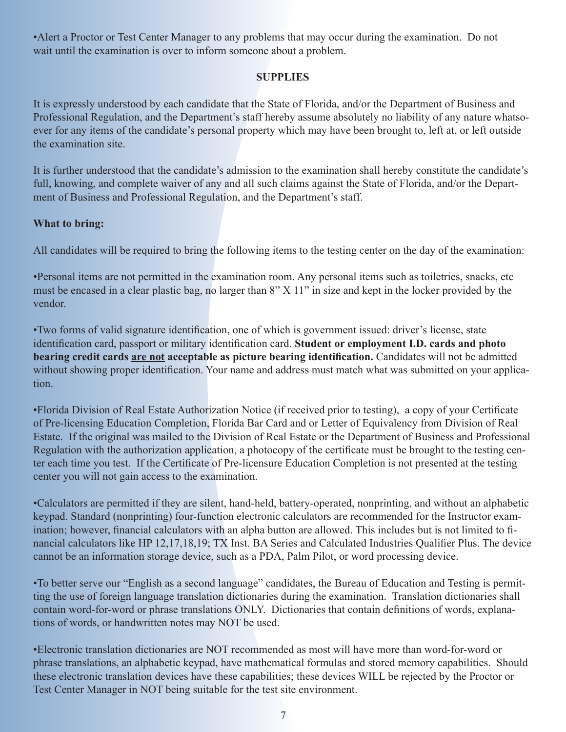•Alert a Proctor or Test Center Manager to any problems that may occur during the examination. Do not wait until the examination is over to inform someone about a problem.

## SUPPLIES

It is expressly understood by each candidate that the State of Florida, and/or the Department of Business and Professional Regulation, and the Department's staff hereby assume absolutely no liability of any nature whatsoever for any items of the candidate's personal property which may have been brought to, left at, or left outside the examination site.

It is further understood that the candidate's admission to the examination shall hereby constitute the candidate's full, knowing, and complete waiver of any and all such claims against the State of Florida, and/or the Department of Business and Professional Regulation, and the Department's staff.

**What to bring:**

All candidates will be required to bring the following items to the testing center on the day of the examination:

•Personal items are not permitted in the examination room. Any personal items such as toiletries, snacks, etc must be encased in a clear plastic bag, no larger than 8" X 11" in size and kept in the locker provided by the vendor.

•Two forms of valid signature identification, one of which is government issued: driver's license, state identification card, passport or military identification card. **Student or employment I.D. cards and photo bearing credit cards are not acceptable as picture bearing identification.** Candidates will not be admitted without showing proper identification. Your name and address must match what was submitted on your application.

•Florida Division of Real Estate Authorization Notice (if received prior to testing), a copy of your Certificate of Pre-licensing Education Completion, Florida Bar Card and or Letter of Equivalency from Division of Real Estate. If the original was mailed to the Division of Real Estate or the Department of Business and Professional Regulation with the authorization application, a photocopy of the certificate must be brought to the testing center each time you test. If the Certificate of Pre-licensure Education Completion is not presented at the testing center you will not gain access to the examination.

•Calculators are permitted if they are silent, hand-held, battery-operated, nonprinting, and without an alphabetic keypad. Standard (nonprinting) four-function electronic calculators are recommended for the Instructor examination; however, financial calculators with an alpha button are allowed. This includes but is not limited to financial calculators like HP 12,17,18,19; TX Inst. BA Series and Calculated Industries Qualifier Plus. The device cannot be an information storage device, such as a PDA, Palm Pilot, or word processing device.

•To better serve our "English as a second language" candidates, the Bureau of Education and Testing is permitting the use of foreign language translation dictionaries during the examination. Translation dictionaries shall contain word-for-word or phrase translations ONLY. Dictionaries that contain definitions of words, explanations of words, or handwritten notes may NOT be used.

•Electronic translation dictionaries are NOT recommended as most will have more than word-for-word or phrase translations, an alphabetic keypad, have mathematical formulas and stored memory capabilities. Should these electronic translation devices have these capabilities; these devices WILL be rejected by the Proctor or Test Center Manager in NOT being suitable for the test site environment.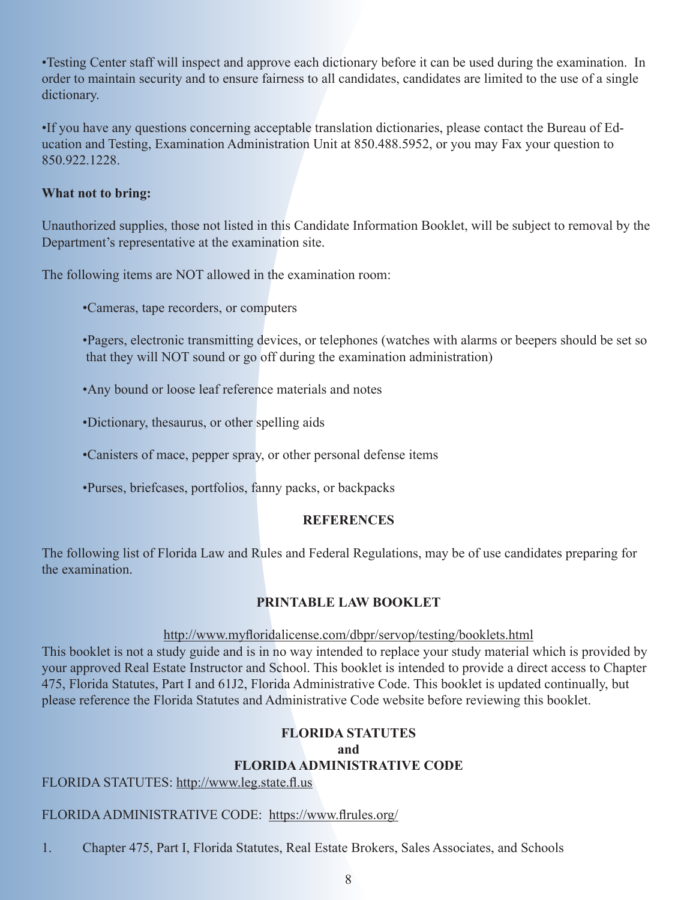•Testing Center staff will inspect and approve each dictionary before it can be used during the examination. In order to maintain security and to ensure fairness to all candidates, candidates are limited to the use of a single dictionary.

•If you have any questions concerning acceptable translation dictionaries, please contact the Bureau of Education and Testing, Examination Administration Unit at 850.488.5952, or you may Fax your question to 850.922.1228.

**What not to bring:**

Unauthorized supplies, those not listed in this Candidate Information Booklet, will be subject to removal by the Department's representative at the examination site.

The following items are NOT allowed in the examination room:

- Cameras, tape recorders, or computers
- Pagers, electronic transmitting devices, or telephones (watches with alarms or beepers should be set so that they will NOT sound or go off during the examination administration)
- Any bound or loose leaf reference materials and notes
- Dictionary, thesaurus, or other spelling aids
- Canisters of mace, pepper spray, or other personal defense items
- Purses, briefcases, portfolios, fanny packs, or backpacks

## REFERENCES

The following list of Florida Law and Rules and Federal Regulations, may be of use candidates preparing for the examination.

### PRINTABLE LAW BOOKLET

http://www.myfloridalicense.com/dbpr/servop/testing/booklets.html

This booklet is not a study guide and is in no way intended to replace your study material which is provided by your approved Real Estate Instructor and School. This booklet is intended to provide a direct access to Chapter 475, Florida Statutes, Part I and 61J2, Florida Administrative Code. This booklet is updated continually, but please reference the Florida Statutes and Administrative Code website before reviewing this booklet.

### FLORIDA STATUTES and FLORIDA ADMINISTRATIVE CODE

FLORIDA STATUTES: http://www.leg.state.fl.us

FLORIDA ADMINISTRATIVE CODE: https://www.flrules.org/

1. Chapter 475, Part I, Florida Statutes, Real Estate Brokers, Sales Associates, and Schools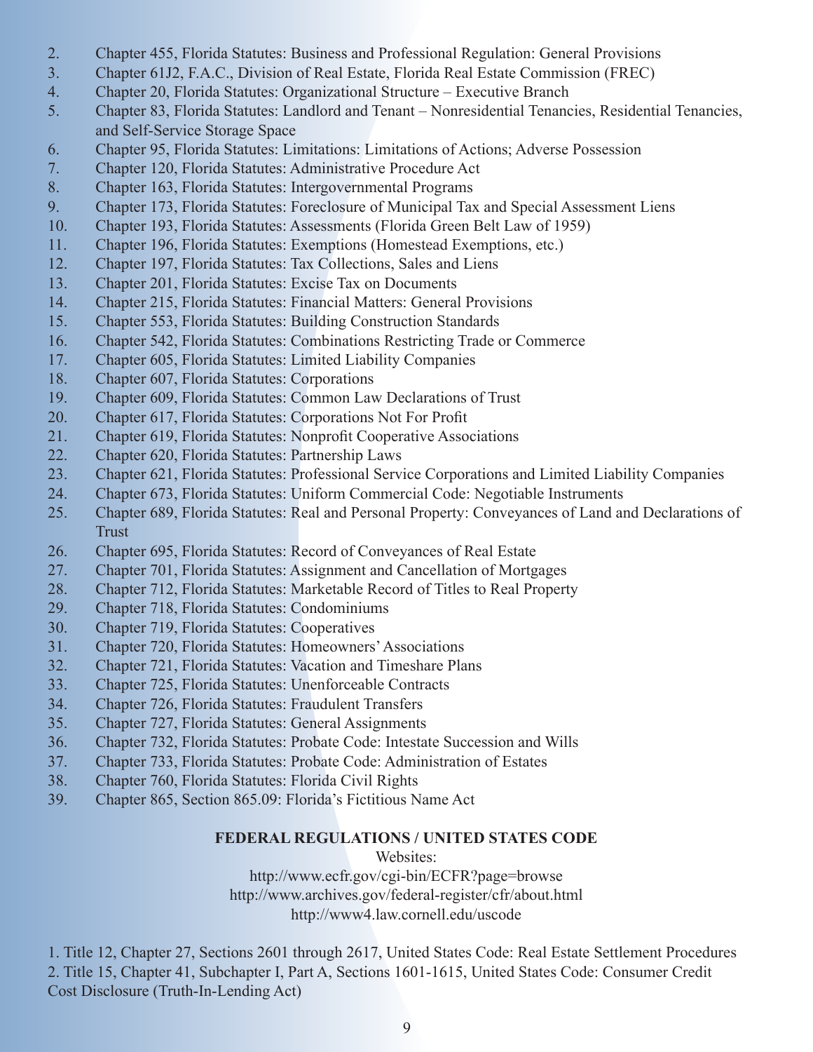2. Chapter 455, Florida Statutes: Business and Professional Regulation: General Provisions
3. Chapter 61J2, F.A.C., Division of Real Estate, Florida Real Estate Commission (FREC)
4. Chapter 20, Florida Statutes: Organizational Structure – Executive Branch
5. Chapter 83, Florida Statutes: Landlord and Tenant – Nonresidential Tenancies, Residential Tenancies, and Self-Service Storage Space
6. Chapter 95, Florida Statutes: Limitations: Limitations of Actions; Adverse Possession
7. Chapter 120, Florida Statutes: Administrative Procedure Act
8. Chapter 163, Florida Statutes: Intergovernmental Programs
9. Chapter 173, Florida Statutes: Foreclosure of Municipal Tax and Special Assessment Liens
10. Chapter 193, Florida Statutes: Assessments (Florida Green Belt Law of 1959)
11. Chapter 196, Florida Statutes: Exemptions (Homestead Exemptions, etc.)
12. Chapter 197, Florida Statutes: Tax Collections, Sales and Liens
13. Chapter 201, Florida Statutes: Excise Tax on Documents
14. Chapter 215, Florida Statutes: Financial Matters: General Provisions
15. Chapter 553, Florida Statutes: Building Construction Standards
16. Chapter 542, Florida Statutes: Combinations Restricting Trade or Commerce
17. Chapter 605, Florida Statutes: Limited Liability Companies
18. Chapter 607, Florida Statutes: Corporations
19. Chapter 609, Florida Statutes: Common Law Declarations of Trust
20. Chapter 617, Florida Statutes: Corporations Not For Profit
21. Chapter 619, Florida Statutes: Nonprofit Cooperative Associations
22. Chapter 620, Florida Statutes: Partnership Laws
23. Chapter 621, Florida Statutes: Professional Service Corporations and Limited Liability Companies
24. Chapter 673, Florida Statutes: Uniform Commercial Code: Negotiable Instruments
25. Chapter 689, Florida Statutes: Real and Personal Property: Conveyances of Land and Declarations of Trust
26. Chapter 695, Florida Statutes: Record of Conveyances of Real Estate
27. Chapter 701, Florida Statutes: Assignment and Cancellation of Mortgages
28. Chapter 712, Florida Statutes: Marketable Record of Titles to Real Property
29. Chapter 718, Florida Statutes: Condominiums
30. Chapter 719, Florida Statutes: Cooperatives
31. Chapter 720, Florida Statutes: Homeowners' Associations
32. Chapter 721, Florida Statutes: Vacation and Timeshare Plans
33. Chapter 725, Florida Statutes: Unenforceable Contracts
34. Chapter 726, Florida Statutes: Fraudulent Transfers
35. Chapter 727, Florida Statutes: General Assignments
36. Chapter 732, Florida Statutes: Probate Code: Intestate Succession and Wills
37. Chapter 733, Florida Statutes: Probate Code: Administration of Estates
38. Chapter 760, Florida Statutes: Florida Civil Rights
39. Chapter 865, Section 865.09: Florida's Fictitious Name Act

**FEDERAL REGULATIONS / UNITED STATES CODE**

Websites:

http://www.ecfr.gov/cgi-bin/ECFR?page=browse
http://www.archives.gov/federal-register/cfr/about.html
http://www4.law.cornell.edu/uscode

1. Title 12, Chapter 27, Sections 2601 through 2617, United States Code: Real Estate Settlement Procedures
2. Title 15, Chapter 41, Subchapter I, Part A, Sections 1601-1615, United States Code: Consumer Credit Cost Disclosure (Truth-In-Lending Act)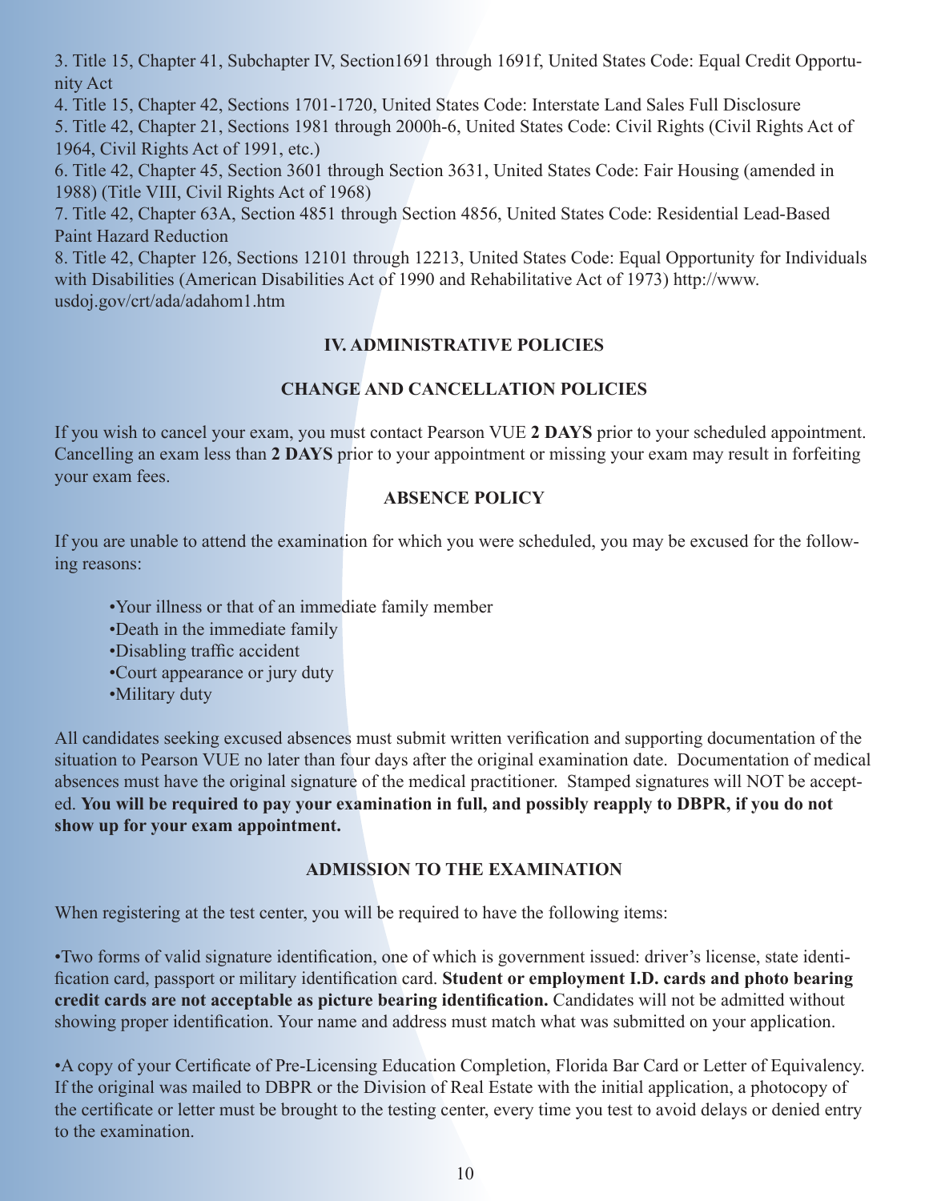3. Title 15, Chapter 41, Subchapter IV, Section1691 through 1691f, United States Code: Equal Credit Opportunity Act

4. Title 15, Chapter 42, Sections 1701-1720, United States Code: Interstate Land Sales Full Disclosure

5. Title 42, Chapter 21, Sections 1981 through 2000h-6, United States Code: Civil Rights (Civil Rights Act of 1964, Civil Rights Act of 1991, etc.)

6. Title 42, Chapter 45, Section 3601 through Section 3631, United States Code: Fair Housing (amended in 1988) (Title VIII, Civil Rights Act of 1968)

7. Title 42, Chapter 63A, Section 4851 through Section 4856, United States Code: Residential Lead-Based Paint Hazard Reduction

8. Title 42, Chapter 126, Sections 12101 through 12213, United States Code: Equal Opportunity for Individuals with Disabilities (American Disabilities Act of 1990 and Rehabilitative Act of 1973) http://www.usdoj.gov/crt/ada/adahom1.htm

## IV. ADMINISTRATIVE POLICIES

### CHANGE AND CANCELLATION POLICIES

If you wish to cancel your exam, you must contact Pearson VUE **2 DAYS** prior to your scheduled appointment. Cancelling an exam less than **2 DAYS** prior to your appointment or missing your exam may result in forfeiting your exam fees.

### ABSENCE POLICY

If you are unable to attend the examination for which you were scheduled, you may be excused for the following reasons:

- Your illness or that of an immediate family member
- Death in the immediate family
- Disabling traffic accident
- Court appearance or jury duty
- Military duty

All candidates seeking excused absences must submit written verification and supporting documentation of the situation to Pearson VUE no later than four days after the original examination date. Documentation of medical absences must have the original signature of the medical practitioner. Stamped signatures will NOT be accepted. **You will be required to pay your examination in full, and possibly reapply to DBPR, if you do not show up for your exam appointment.**

### ADMISSION TO THE EXAMINATION

When registering at the test center, you will be required to have the following items:

- Two forms of valid signature identification, one of which is government issued: driver's license, state identification card, passport or military identification card. **Student or employment I.D. cards and photo bearing credit cards are not acceptable as picture bearing identification.** Candidates will not be admitted without showing proper identification. Your name and address must match what was submitted on your application.

- A copy of your Certificate of Pre-Licensing Education Completion, Florida Bar Card or Letter of Equivalency. If the original was mailed to DBPR or the Division of Real Estate with the initial application, a photocopy of the certificate or letter must be brought to the testing center, every time you test to avoid delays or denied entry to the examination.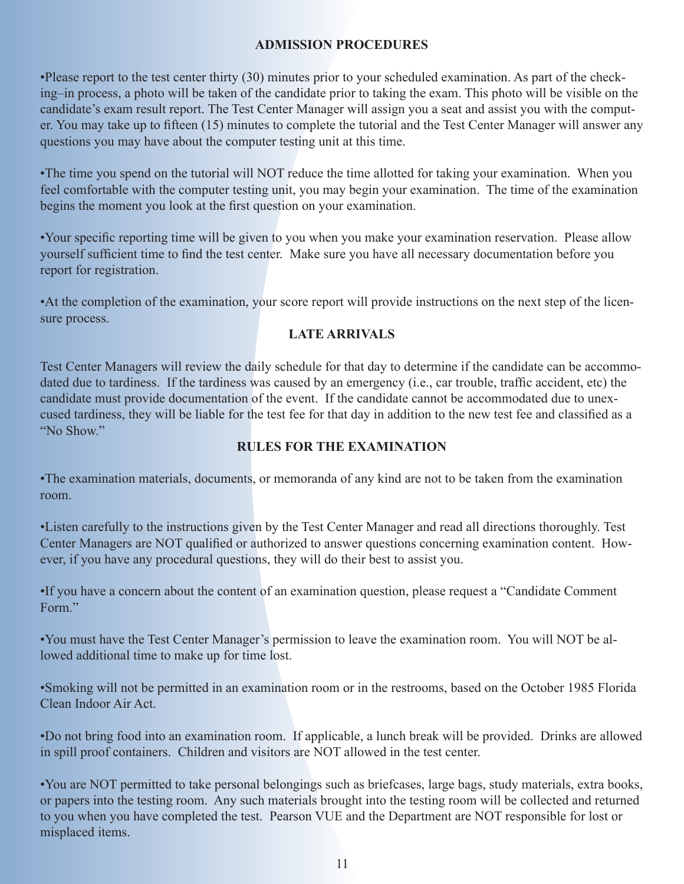## ADMISSION PROCEDURES

•Please report to the test center thirty (30) minutes prior to your scheduled examination. As part of the checking–in process, a photo will be taken of the candidate prior to taking the exam. This photo will be visible on the candidate's exam result report. The Test Center Manager will assign you a seat and assist you with the computer. You may take up to fifteen (15) minutes to complete the tutorial and the Test Center Manager will answer any questions you may have about the computer testing unit at this time.

•The time you spend on the tutorial will NOT reduce the time allotted for taking your examination. When you feel comfortable with the computer testing unit, you may begin your examination. The time of the examination begins the moment you look at the first question on your examination.

•Your specific reporting time will be given to you when you make your examination reservation. Please allow yourself sufficient time to find the test center. Make sure you have all necessary documentation before you report for registration.

•At the completion of the examination, your score report will provide instructions on the next step of the licensure process.

## LATE ARRIVALS

Test Center Managers will review the daily schedule for that day to determine if the candidate can be accommodated due to tardiness. If the tardiness was caused by an emergency (i.e., car trouble, traffic accident, etc) the candidate must provide documentation of the event. If the candidate cannot be accommodated due to unexcused tardiness, they will be liable for the test fee for that day in addition to the new test fee and classified as a "No Show."

## RULES FOR THE EXAMINATION

•The examination materials, documents, or memoranda of any kind are not to be taken from the examination room.

•Listen carefully to the instructions given by the Test Center Manager and read all directions thoroughly. Test Center Managers are NOT qualified or authorized to answer questions concerning examination content. However, if you have any procedural questions, they will do their best to assist you.

•If you have a concern about the content of an examination question, please request a "Candidate Comment Form."

•You must have the Test Center Manager's permission to leave the examination room. You will NOT be allowed additional time to make up for time lost.

•Smoking will not be permitted in an examination room or in the restrooms, based on the October 1985 Florida Clean Indoor Air Act.

•Do not bring food into an examination room. If applicable, a lunch break will be provided. Drinks are allowed in spill proof containers. Children and visitors are NOT allowed in the test center.

•You are NOT permitted to take personal belongings such as briefcases, large bags, study materials, extra books, or papers into the testing room. Any such materials brought into the testing room will be collected and returned to you when you have completed the test. Pearson VUE and the Department are NOT responsible for lost or misplaced items.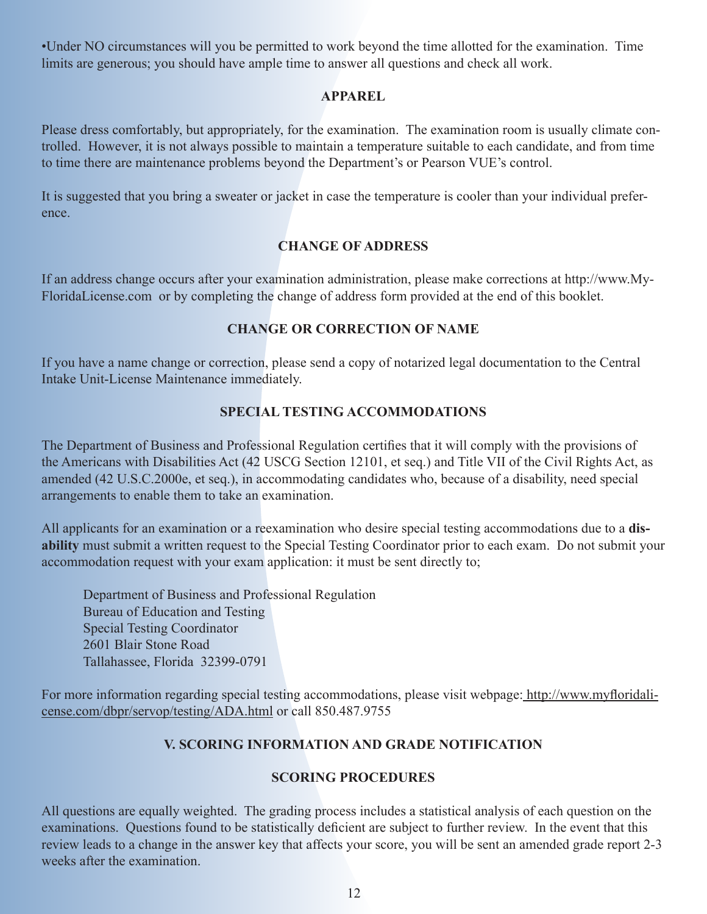•Under NO circumstances will you be permitted to work beyond the time allotted for the examination. Time limits are generous; you should have ample time to answer all questions and check all work.

### APPAREL

Please dress comfortably, but appropriately, for the examination. The examination room is usually climate controlled. However, it is not always possible to maintain a temperature suitable to each candidate, and from time to time there are maintenance problems beyond the Department's or Pearson VUE's control.

It is suggested that you bring a sweater or jacket in case the temperature is cooler than your individual preference.

### CHANGE OF ADDRESS

If an address change occurs after your examination administration, please make corrections at http://www.MyFloridaLicense.com or by completing the change of address form provided at the end of this booklet.

### CHANGE OR CORRECTION OF NAME

If you have a name change or correction, please send a copy of notarized legal documentation to the Central Intake Unit-License Maintenance immediately.

### SPECIAL TESTING ACCOMMODATIONS

The Department of Business and Professional Regulation certifies that it will comply with the provisions of the Americans with Disabilities Act (42 USCG Section 12101, et seq.) and Title VII of the Civil Rights Act, as amended (42 U.S.C.2000e, et seq.), in accommodating candidates who, because of a disability, need special arrangements to enable them to take an examination.

All applicants for an examination or a reexamination who desire special testing accommodations due to a **disability** must submit a written request to the Special Testing Coordinator prior to each exam. Do not submit your accommodation request with your exam application: it must be sent directly to;

Department of Business and Professional Regulation  
Bureau of Education and Testing  
Special Testing Coordinator  
2601 Blair Stone Road  
Tallahassee, Florida 32399-0791

For more information regarding special testing accommodations, please visit webpage: http://www.myfloridalicense.com/dbpr/servop/testing/ADA.html or call 850.487.9755

## V. SCORING INFORMATION AND GRADE NOTIFICATION

### SCORING PROCEDURES

All questions are equally weighted. The grading process includes a statistical analysis of each question on the examinations. Questions found to be statistically deficient are subject to further review. In the event that this review leads to a change in the answer key that affects your score, you will be sent an amended grade report 2-3 weeks after the examination.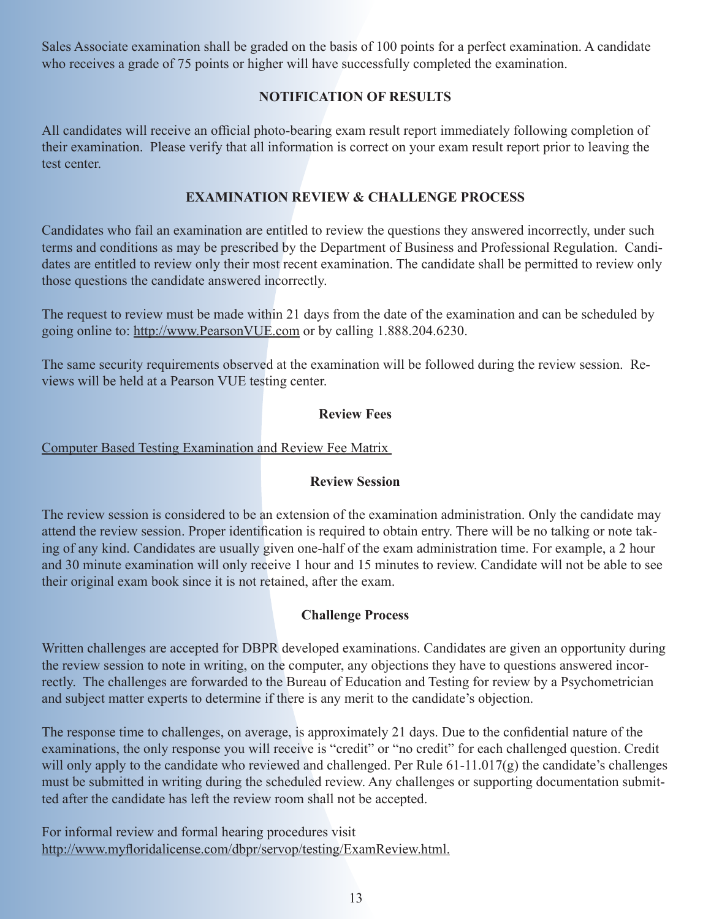Sales Associate examination shall be graded on the basis of 100 points for a perfect examination. A candidate who receives a grade of 75 points or higher will have successfully completed the examination.

## NOTIFICATION OF RESULTS

All candidates will receive an official photo-bearing exam result report immediately following completion of their examination. Please verify that all information is correct on your exam result report prior to leaving the test center.

## EXAMINATION REVIEW & CHALLENGE PROCESS

Candidates who fail an examination are entitled to review the questions they answered incorrectly, under such terms and conditions as may be prescribed by the Department of Business and Professional Regulation. Candidates are entitled to review only their most recent examination. The candidate shall be permitted to review only those questions the candidate answered incorrectly.

The request to review must be made within 21 days from the date of the examination and can be scheduled by going online to: http://www.PearsonVUE.com or by calling 1.888.204.6230.

The same security requirements observed at the examination will be followed during the review session. Reviews will be held at a Pearson VUE testing center.

### Review Fees

Computer Based Testing Examination and Review Fee Matrix

### Review Session

The review session is considered to be an extension of the examination administration. Only the candidate may attend the review session. Proper identification is required to obtain entry. There will be no talking or note taking of any kind. Candidates are usually given one-half of the exam administration time. For example, a 2 hour and 30 minute examination will only receive 1 hour and 15 minutes to review. Candidate will not be able to see their original exam book since it is not retained, after the exam.

### Challenge Process

Written challenges are accepted for DBPR developed examinations. Candidates are given an opportunity during the review session to note in writing, on the computer, any objections they have to questions answered incorrectly. The challenges are forwarded to the Bureau of Education and Testing for review by a Psychometrician and subject matter experts to determine if there is any merit to the candidate's objection.

The response time to challenges, on average, is approximately 21 days. Due to the confidential nature of the examinations, the only response you will receive is "credit" or "no credit" for each challenged question. Credit will only apply to the candidate who reviewed and challenged. Per Rule 61-11.017(g) the candidate's challenges must be submitted in writing during the scheduled review. Any challenges or supporting documentation submitted after the candidate has left the review room shall not be accepted.

For informal review and formal hearing procedures visit
http://www.myfloridalicense.com/dbpr/servop/testing/ExamReview.html.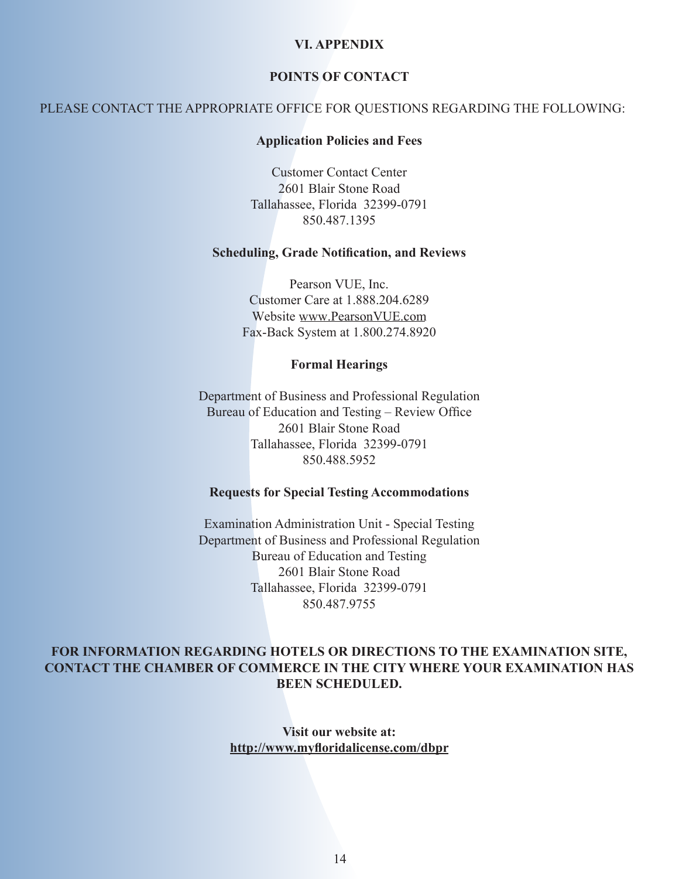# VI. APPENDIX

## POINTS OF CONTACT

PLEASE CONTACT THE APPROPRIATE OFFICE FOR QUESTIONS REGARDING THE FOLLOWING:

**Application Policies and Fees**

Customer Contact Center
2601 Blair Stone Road
Tallahassee, Florida 32399-0791
850.487.1395

**Scheduling, Grade Notification, and Reviews**

Pearson VUE, Inc.
Customer Care at 1.888.204.6289
Website www.PearsonVUE.com
Fax-Back System at 1.800.274.8920

**Formal Hearings**

Department of Business and Professional Regulation
Bureau of Education and Testing – Review Office
2601 Blair Stone Road
Tallahassee, Florida 32399-0791
850.488.5952

**Requests for Special Testing Accommodations**

Examination Administration Unit - Special Testing
Department of Business and Professional Regulation
Bureau of Education and Testing
2601 Blair Stone Road
Tallahassee, Florida 32399-0791
850.487.9755

**FOR INFORMATION REGARDING HOTELS OR DIRECTIONS TO THE EXAMINATION SITE, CONTACT THE CHAMBER OF COMMERCE IN THE CITY WHERE YOUR EXAMINATION HAS BEEN SCHEDULED.**

**Visit our website at:**
**http://www.myfloridalicense.com/dbpr**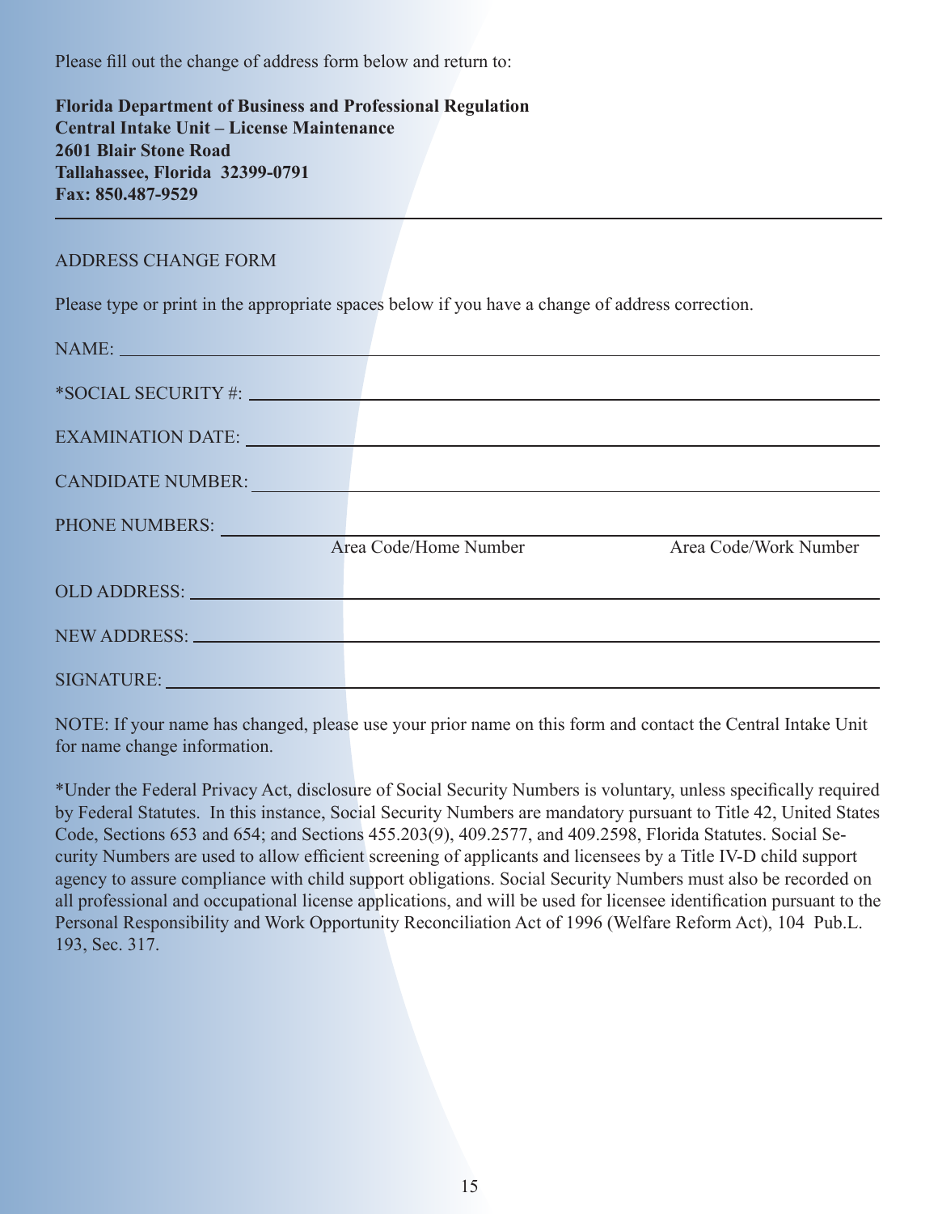Please fill out the change of address form below and return to:

**Florida Department of Business and Professional Regulation**
**Central Intake Unit – License Maintenance**
**2601 Blair Stone Road**
**Tallahassee, Florida 32399-0791**
**Fax: 850.487-9529**

---

ADDRESS CHANGE FORM

Please type or print in the appropriate spaces below if you have a change of address correction.

NAME: ____________________________________________

*SOCIAL SECURITY #: ____________________________________________

EXAMINATION DATE: ____________________________________________

CANDIDATE NUMBER: ____________________________________________

PHONE NUMBERS: ____________________________________________
Area Code/Home Number                Area Code/Work Number

OLD ADDRESS: ____________________________________________

NEW ADDRESS: ____________________________________________

SIGNATURE: ____________________________________________

NOTE: If your name has changed, please use your prior name on this form and contact the Central Intake Unit for name change information.

*Under the Federal Privacy Act, disclosure of Social Security Numbers is voluntary, unless specifically required by Federal Statutes. In this instance, Social Security Numbers are mandatory pursuant to Title 42, United States Code, Sections 653 and 654; and Sections 455.203(9), 409.2577, and 409.2598, Florida Statutes. Social Security Numbers are used to allow efficient screening of applicants and licensees by a Title IV-D child support agency to assure compliance with child support obligations. Social Security Numbers must also be recorded on all professional and occupational license applications, and will be used for licensee identification pursuant to the Personal Responsibility and Work Opportunity Reconciliation Act of 1996 (Welfare Reform Act), 104 Pub.L. 193, Sec. 317.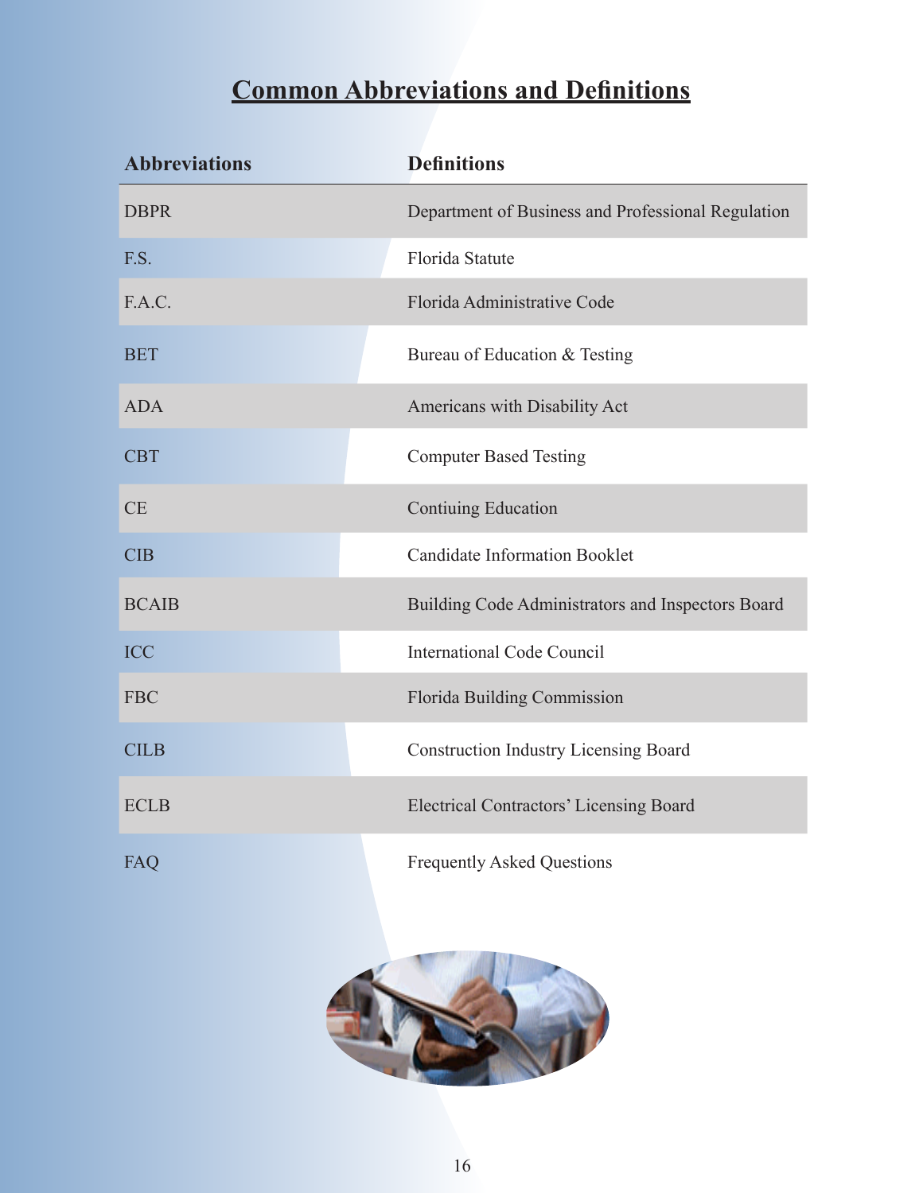# Common Abbreviations and Definitions

| Abbreviations | Definitions |
|---|---|
| DBPR | Department of Business and Professional Regulation |
| F.S. | Florida Statute |
| F.A.C. | Florida Administrative Code |
| BET | Bureau of Education & Testing |
| ADA | Americans with Disability Act |
| CBT | Computer Based Testing |
| CE | Contiuing Education |
| CIB | Candidate Information Booklet |
| BCAIB | Building Code Administrators and Inspectors Board |
| ICC | International Code Council |
| FBC | Florida Building Commission |
| CILB | Construction Industry Licensing Board |
| ECLB | Electrical Contractors' Licensing Board |
| FAQ | Frequently Asked Questions |